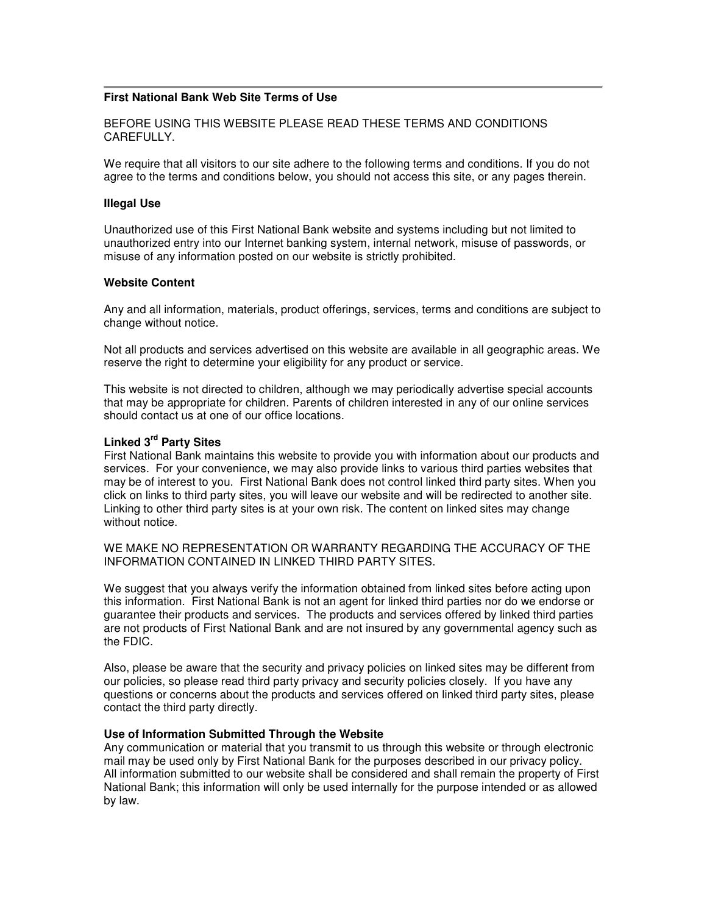**First National Bank Web Site Terms of Use**

BEFORE USING THIS WEBSITE PLEASE READ THESE TERMS AND CONDITIONS CAREFULLY.

We require that all visitors to our site adhere to the following terms and conditions. If you do not agree to the terms and conditions below, you should not access this site, or any pages therein.

**Illegal Use**

Unauthorized use of this First National Bank website and systems including but not limited to unauthorized entry into our Internet banking system, internal network, misuse of passwords, or misuse of any information posted on our website is strictly prohibited.

**Website Content**

Any and all information, materials, product offerings, services, terms and conditions are subject to change without notice.

Not all products and services advertised on this website are available in all geographic areas. We reserve the right to determine your eligibility for any product or service.

This website is not directed to children, although we may periodically advertise special accounts that may be appropriate for children. Parents of children interested in any of our online services should contact us at one of our office locations.

**Linked 3rd Party Sites**

First National Bank maintains this website to provide you with information about our products and services. For your convenience, we may also provide links to various third parties websites that may be of interest to you. First National Bank does not control linked third party sites. When you click on links to third party sites, you will leave our website and will be redirected to another site. Linking to other third party sites is at your own risk. The content on linked sites may change without notice.

WE MAKE NO REPRESENTATION OR WARRANTY REGARDING THE ACCURACY OF THE INFORMATION CONTAINED IN LINKED THIRD PARTY SITES.

We suggest that you always verify the information obtained from linked sites before acting upon this information. First National Bank is not an agent for linked third parties nor do we endorse or guarantee their products and services. The products and services offered by linked third parties are not products of First National Bank and are not insured by any governmental agency such as the FDIC.

Also, please be aware that the security and privacy policies on linked sites may be different from our policies, so please read third party privacy and security policies closely. If you have any questions or concerns about the products and services offered on linked third party sites, please contact the third party directly.

**Use of Information Submitted Through the Website**

Any communication or material that you transmit to us through this website or through electronic mail may be used only by First National Bank for the purposes described in our privacy policy. All information submitted to our website shall be considered and shall remain the property of First National Bank; this information will only be used internally for the purpose intended or as allowed by law.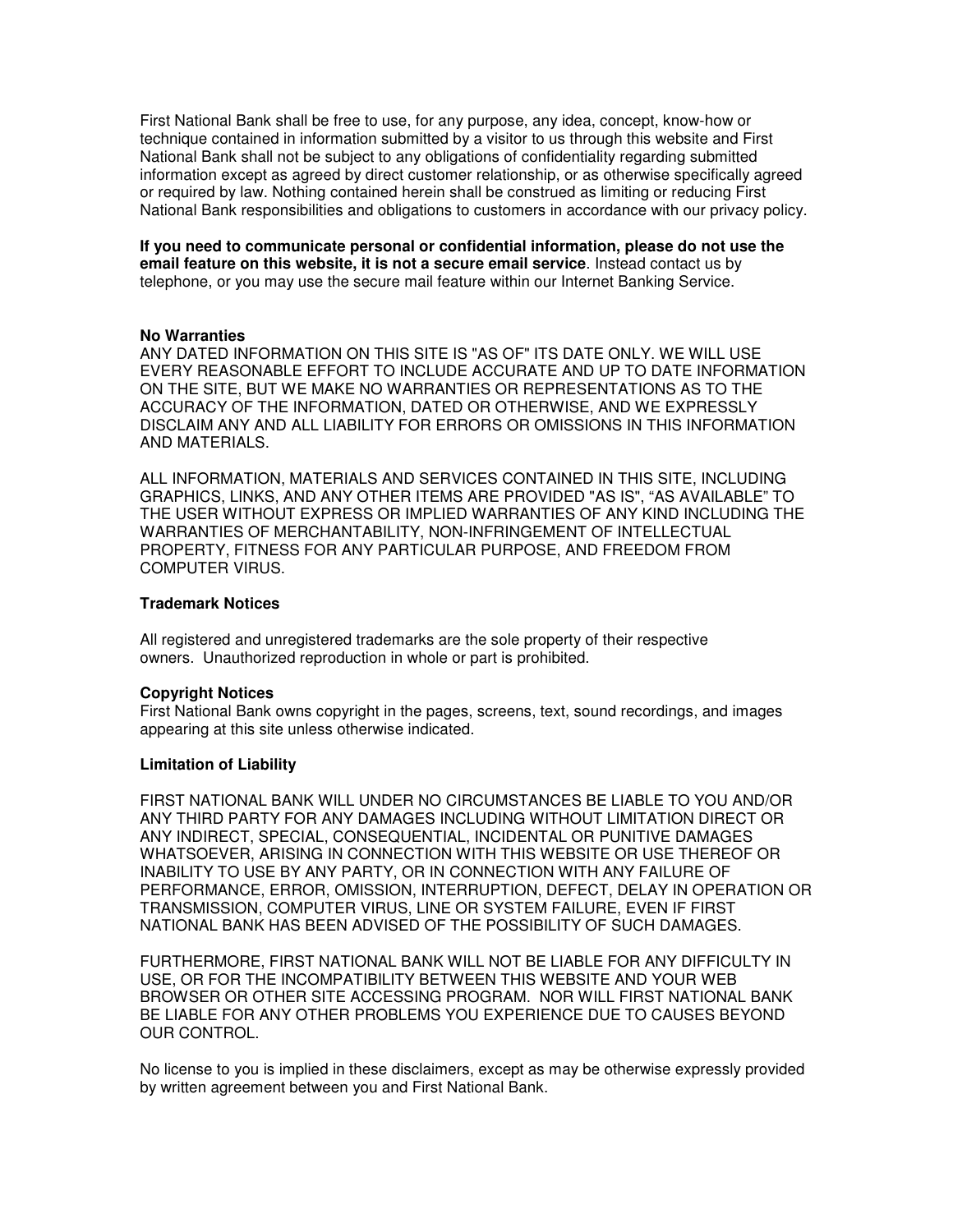First National Bank shall be free to use, for any purpose, any idea, concept, know-how or technique contained in information submitted by a visitor to us through this website and First National Bank shall not be subject to any obligations of confidentiality regarding submitted information except as agreed by direct customer relationship, or as otherwise specifically agreed or required by law. Nothing contained herein shall be construed as limiting or reducing First National Bank responsibilities and obligations to customers in accordance with our privacy policy.

**If you need to communicate personal or confidential information, please do not use the email feature on this website, it is not a secure email service**. Instead contact us by telephone, or you may use the secure mail feature within our Internet Banking Service.

**No Warranties**

ANY DATED INFORMATION ON THIS SITE IS "AS OF" ITS DATE ONLY. WE WILL USE EVERY REASONABLE EFFORT TO INCLUDE ACCURATE AND UP TO DATE INFORMATION ON THE SITE, BUT WE MAKE NO WARRANTIES OR REPRESENTATIONS AS TO THE ACCURACY OF THE INFORMATION, DATED OR OTHERWISE, AND WE EXPRESSLY DISCLAIM ANY AND ALL LIABILITY FOR ERRORS OR OMISSIONS IN THIS INFORMATION AND MATERIALS.

ALL INFORMATION, MATERIALS AND SERVICES CONTAINED IN THIS SITE, INCLUDING GRAPHICS, LINKS, AND ANY OTHER ITEMS ARE PROVIDED "AS IS", “AS AVAILABLE” TO THE USER WITHOUT EXPRESS OR IMPLIED WARRANTIES OF ANY KIND INCLUDING THE WARRANTIES OF MERCHANTABILITY, NON-INFRINGEMENT OF INTELLECTUAL PROPERTY, FITNESS FOR ANY PARTICULAR PURPOSE, AND FREEDOM FROM COMPUTER VIRUS.

**Trademark Notices**

All registered and unregistered trademarks are the sole property of their respective owners. Unauthorized reproduction in whole or part is prohibited.

**Copyright Notices**

First National Bank owns copyright in the pages, screens, text, sound recordings, and images appearing at this site unless otherwise indicated.

**Limitation of Liability**

FIRST NATIONAL BANK WILL UNDER NO CIRCUMSTANCES BE LIABLE TO YOU AND/OR ANY THIRD PARTY FOR ANY DAMAGES INCLUDING WITHOUT LIMITATION DIRECT OR ANY INDIRECT, SPECIAL, CONSEQUENTIAL, INCIDENTAL OR PUNITIVE DAMAGES WHATSOEVER, ARISING IN CONNECTION WITH THIS WEBSITE OR USE THEREOF OR INABILITY TO USE BY ANY PARTY, OR IN CONNECTION WITH ANY FAILURE OF PERFORMANCE, ERROR, OMISSION, INTERRUPTION, DEFECT, DELAY IN OPERATION OR TRANSMISSION, COMPUTER VIRUS, LINE OR SYSTEM FAILURE, EVEN IF FIRST NATIONAL BANK HAS BEEN ADVISED OF THE POSSIBILITY OF SUCH DAMAGES.

FURTHERMORE, FIRST NATIONAL BANK WILL NOT BE LIABLE FOR ANY DIFFICULTY IN USE, OR FOR THE INCOMPATIBILITY BETWEEN THIS WEBSITE AND YOUR WEB BROWSER OR OTHER SITE ACCESSING PROGRAM. NOR WILL FIRST NATIONAL BANK BE LIABLE FOR ANY OTHER PROBLEMS YOU EXPERIENCE DUE TO CAUSES BEYOND OUR CONTROL.

No license to you is implied in these disclaimers, except as may be otherwise expressly provided by written agreement between you and First National Bank.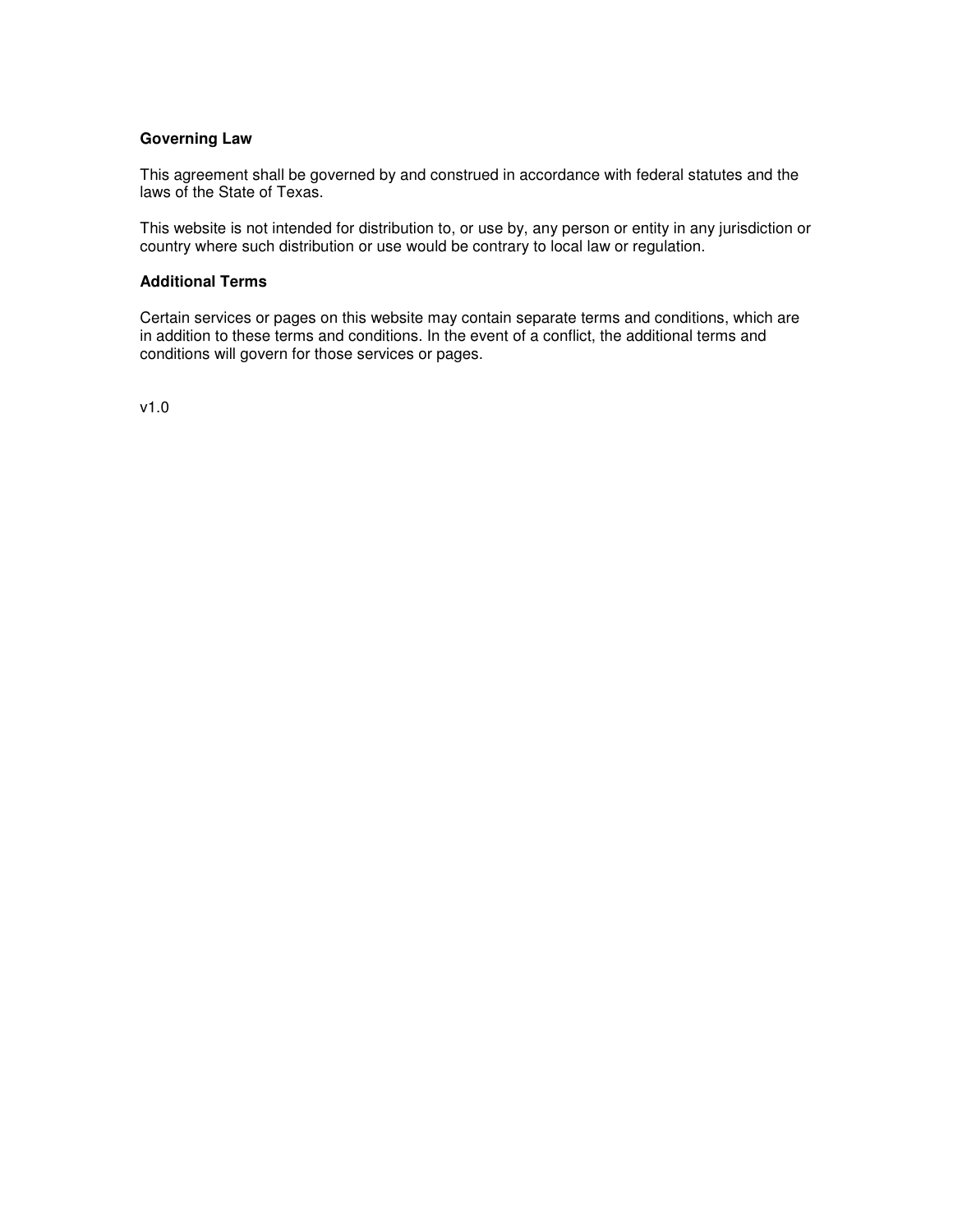**Governing Law**

This agreement shall be governed by and construed in accordance with federal statutes and the laws of the State of Texas.

This website is not intended for distribution to, or use by, any person or entity in any jurisdiction or country where such distribution or use would be contrary to local law or regulation.

**Additional Terms**

Certain services or pages on this website may contain separate terms and conditions, which are in addition to these terms and conditions. In the event of a conflict, the additional terms and conditions will govern for those services or pages.

v1.0